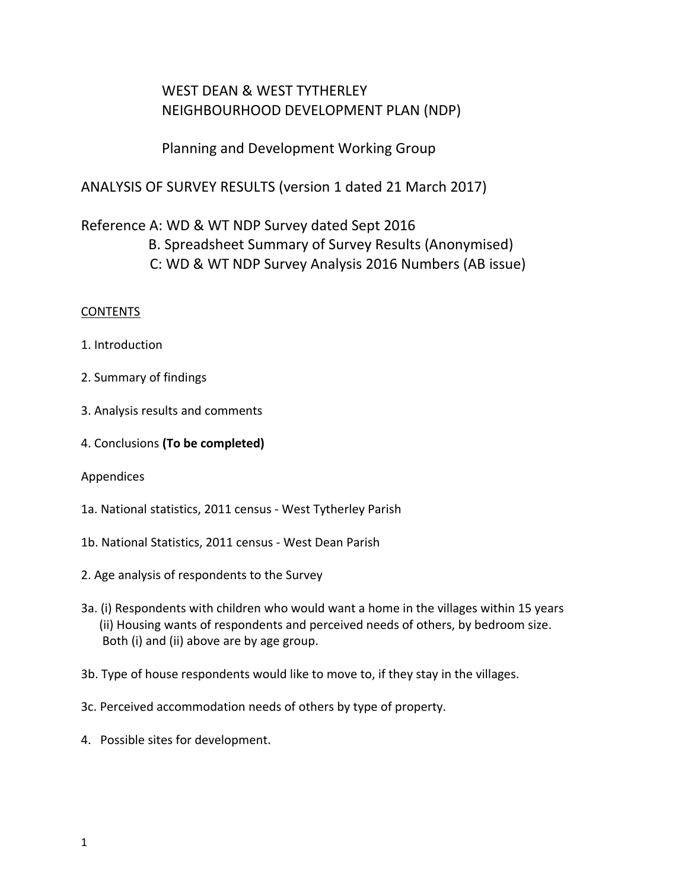# WEST DEAN & WEST TYTHERLEY
# NEIGHBOURHOOD DEVELOPMENT PLAN (NDP)

## Planning and Development Working Group

## ANALYSIS OF SURVEY RESULTS (version 1 dated 21 March 2017)

Reference A: WD & WT NDP Survey dated Sept 2016
B. Spreadsheet Summary of Survey Results (Anonymised)
C: WD & WT NDP Survey Analysis 2016 Numbers (AB issue)

CONTENTS

1. Introduction

2. Summary of findings

3. Analysis results and comments

4. Conclusions **(To be completed)**

Appendices

1a. National statistics, 2011 census - West Tytherley Parish

1b. National Statistics, 2011 census - West Dean Parish

2. Age analysis of respondents to the Survey

3a. (i) Respondents with children who would want a home in the villages within 15 years
(ii) Housing wants of respondents and perceived needs of others, by bedroom size.
Both (i) and (ii) above are by age group.

3b. Type of house respondents would like to move to, if they stay in the villages.

3c. Perceived accommodation needs of others by type of property.

4. Possible sites for development.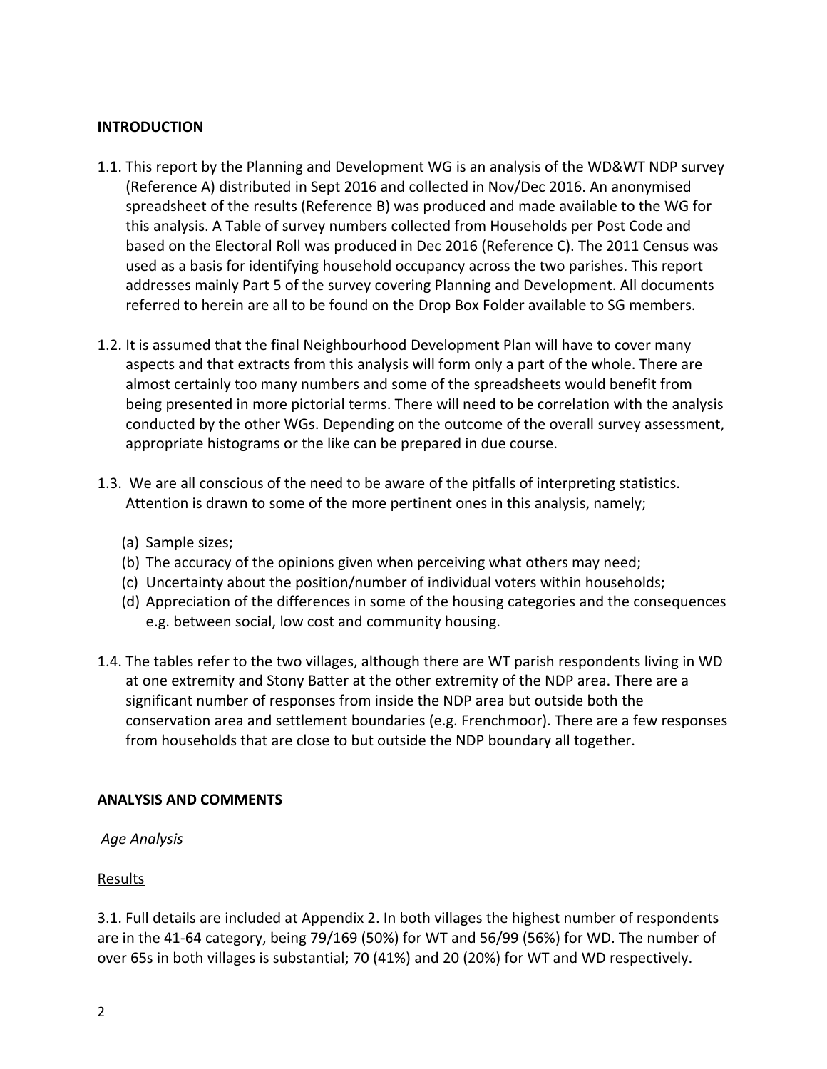**INTRODUCTION**

1.1. This report by the Planning and Development WG is an analysis of the WD&WT NDP survey (Reference A) distributed in Sept 2016 and collected in Nov/Dec 2016. An anonymised spreadsheet of the results (Reference B) was produced and made available to the WG for this analysis. A Table of survey numbers collected from Households per Post Code and based on the Electoral Roll was produced in Dec 2016 (Reference C). The 2011 Census was used as a basis for identifying household occupancy across the two parishes. This report addresses mainly Part 5 of the survey covering Planning and Development. All documents referred to herein are all to be found on the Drop Box Folder available to SG members.

1.2. It is assumed that the final Neighbourhood Development Plan will have to cover many aspects and that extracts from this analysis will form only a part of the whole. There are almost certainly too many numbers and some of the spreadsheets would benefit from being presented in more pictorial terms. There will need to be correlation with the analysis conducted by the other WGs. Depending on the outcome of the overall survey assessment, appropriate histograms or the like can be prepared in due course.

1.3. We are all conscious of the need to be aware of the pitfalls of interpreting statistics. Attention is drawn to some of the more pertinent ones in this analysis, namely;

(a) Sample sizes;
(b) The accuracy of the opinions given when perceiving what others may need;
(c) Uncertainty about the position/number of individual voters within households;
(d) Appreciation of the differences in some of the housing categories and the consequences e.g. between social, low cost and community housing.

1.4. The tables refer to the two villages, although there are WT parish respondents living in WD at one extremity and Stony Batter at the other extremity of the NDP area. There are a significant number of responses from inside the NDP area but outside both the conservation area and settlement boundaries (e.g. Frenchmoor). There are a few responses from households that are close to but outside the NDP boundary all together.

**ANALYSIS AND COMMENTS**

*Age Analysis*

Results

3.1. Full details are included at Appendix 2. In both villages the highest number of respondents are in the 41-64 category, being 79/169 (50%) for WT and 56/99 (56%) for WD. The number of over 65s in both villages is substantial; 70 (41%) and 20 (20%) for WT and WD respectively.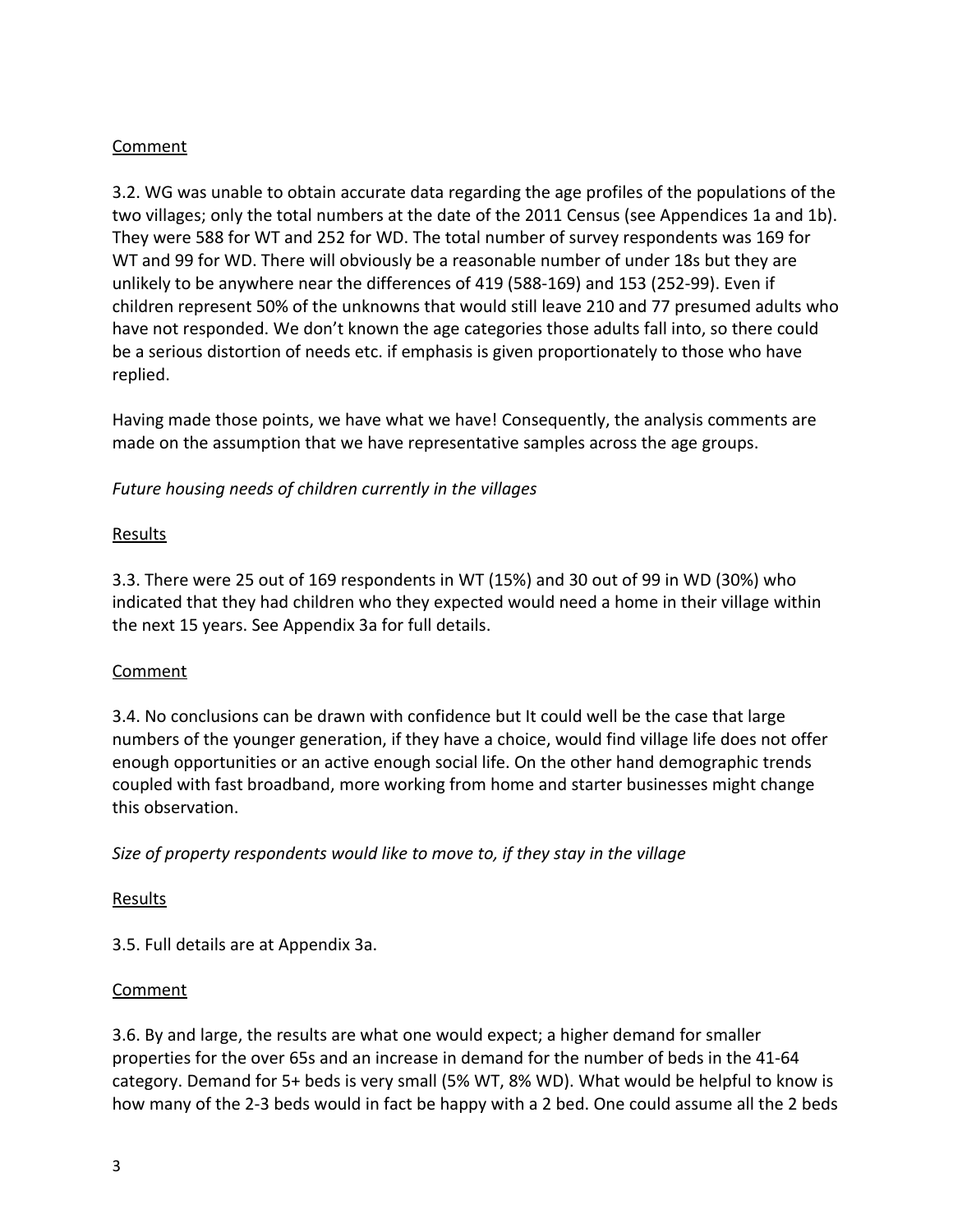Comment

3.2. WG was unable to obtain accurate data regarding the age profiles of the populations of the two villages; only the total numbers at the date of the 2011 Census (see Appendices 1a and 1b). They were 588 for WT and 252 for WD. The total number of survey respondents was 169 for WT and 99 for WD. There will obviously be a reasonable number of under 18s but they are unlikely to be anywhere near the differences of 419 (588-169) and 153 (252-99). Even if children represent 50% of the unknowns that would still leave 210 and 77 presumed adults who have not responded. We don't known the age categories those adults fall into, so there could be a serious distortion of needs etc. if emphasis is given proportionately to those who have replied.

Having made those points, we have what we have! Consequently, the analysis comments are made on the assumption that we have representative samples across the age groups.

*Future housing needs of children currently in the villages*

Results

3.3. There were 25 out of 169 respondents in WT (15%) and 30 out of 99 in WD (30%) who indicated that they had children who they expected would need a home in their village within the next 15 years. See Appendix 3a for full details.

Comment

3.4. No conclusions can be drawn with confidence but It could well be the case that large numbers of the younger generation, if they have a choice, would find village life does not offer enough opportunities or an active enough social life. On the other hand demographic trends coupled with fast broadband, more working from home and starter businesses might change this observation.

*Size of property respondents would like to move to, if they stay in the village*

Results

3.5. Full details are at Appendix 3a.

Comment

3.6. By and large, the results are what one would expect; a higher demand for smaller properties for the over 65s and an increase in demand for the number of beds in the 41-64 category. Demand for 5+ beds is very small (5% WT, 8% WD). What would be helpful to know is how many of the 2-3 beds would in fact be happy with a 2 bed. One could assume all the 2 beds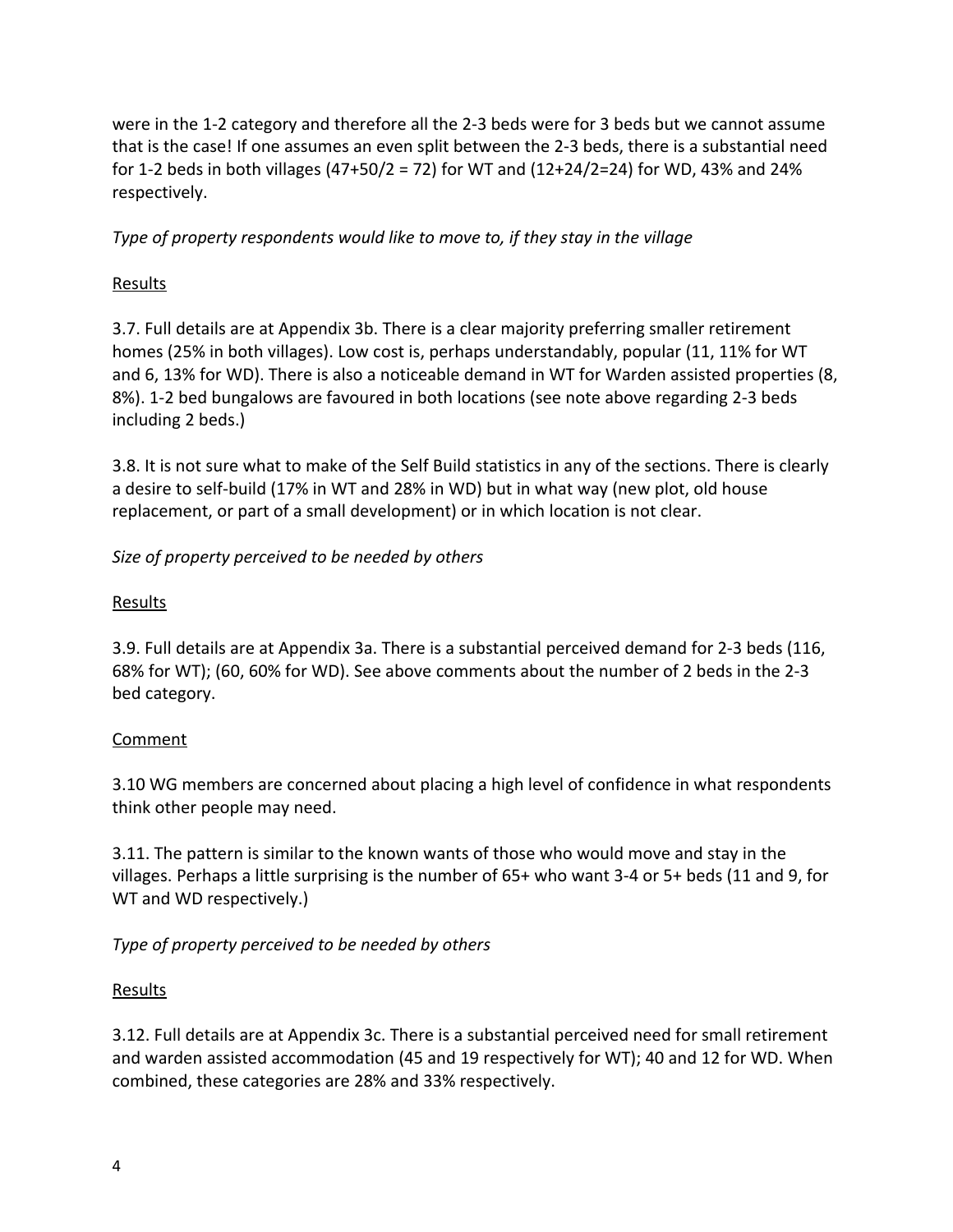were in the 1-2 category and therefore all the 2-3 beds were for 3 beds but we cannot assume that is the case! If one assumes an even split between the 2-3 beds, there is a substantial need for 1-2 beds in both villages (47+50/2 = 72) for WT and (12+24/2=24) for WD, 43% and 24% respectively.

*Type of property respondents would like to move to, if they stay in the village*

Results

3.7. Full details are at Appendix 3b. There is a clear majority preferring smaller retirement homes (25% in both villages). Low cost is, perhaps understandably, popular (11, 11% for WT and 6, 13% for WD). There is also a noticeable demand in WT for Warden assisted properties (8, 8%). 1-2 bed bungalows are favoured in both locations (see note above regarding 2-3 beds including 2 beds.)

3.8. It is not sure what to make of the Self Build statistics in any of the sections. There is clearly a desire to self-build (17% in WT and 28% in WD) but in what way (new plot, old house replacement, or part of a small development) or in which location is not clear.

*Size of property perceived to be needed by others*

Results

3.9. Full details are at Appendix 3a. There is a substantial perceived demand for 2-3 beds (116, 68% for WT); (60, 60% for WD). See above comments about the number of 2 beds in the 2-3 bed category.

Comment

3.10 WG members are concerned about placing a high level of confidence in what respondents think other people may need.

3.11. The pattern is similar to the known wants of those who would move and stay in the villages. Perhaps a little surprising is the number of 65+ who want 3-4 or 5+ beds (11 and 9, for WT and WD respectively.)

*Type of property perceived to be needed by others*

Results

3.12. Full details are at Appendix 3c. There is a substantial perceived need for small retirement and warden assisted accommodation (45 and 19 respectively for WT); 40 and 12 for WD. When combined, these categories are 28% and 33% respectively.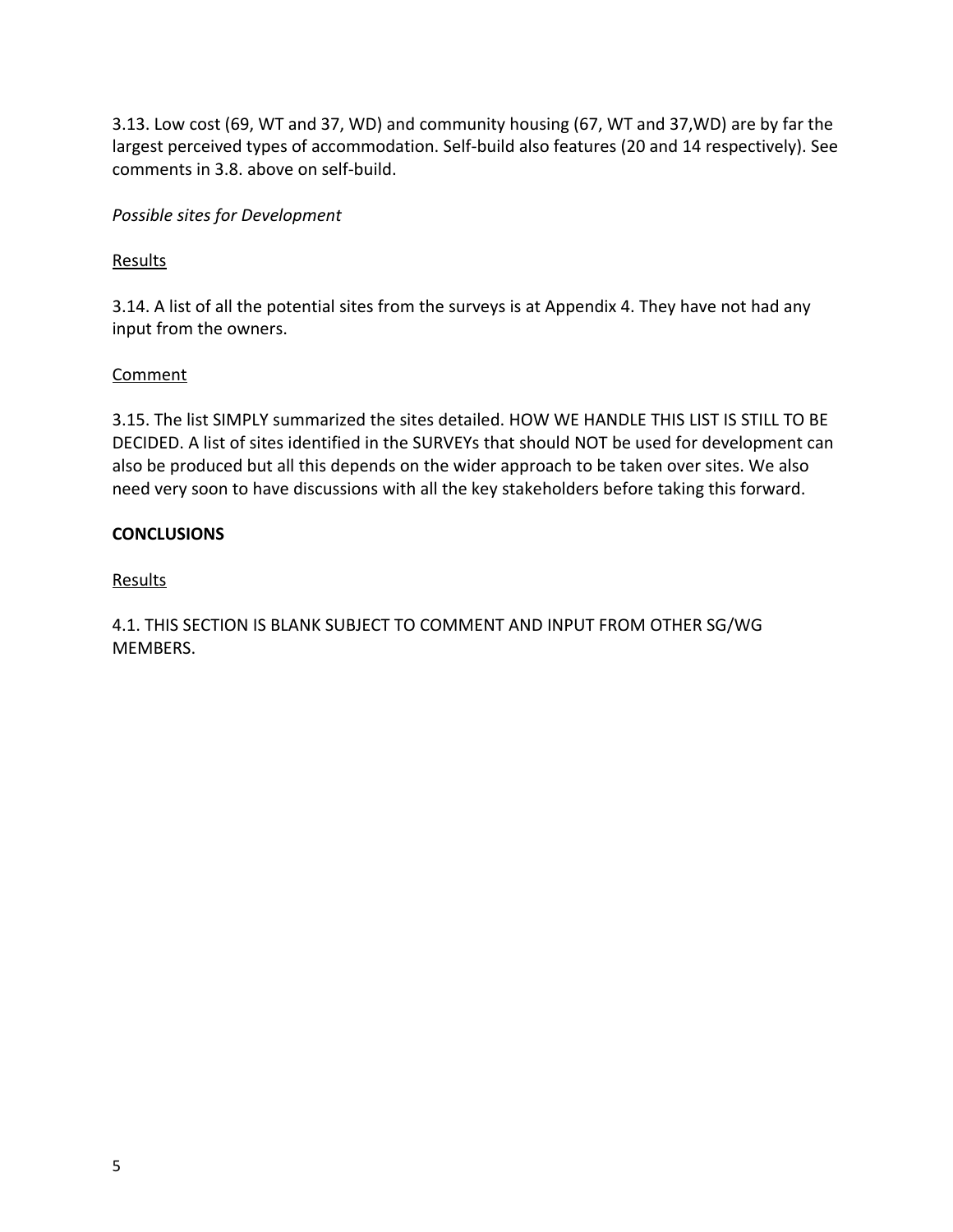3.13. Low cost (69, WT and 37, WD) and community housing (67, WT and 37,WD) are by far the largest perceived types of accommodation. Self-build also features (20 and 14 respectively). See comments in 3.8. above on self-build.

*Possible sites for Development*

<u>Results</u>

3.14. A list of all the potential sites from the surveys is at Appendix 4. They have not had any input from the owners.

<u>Comment</u>

3.15. The list SIMPLY summarized the sites detailed. HOW WE HANDLE THIS LIST IS STILL TO BE DECIDED. A list of sites identified in the SURVEYs that should NOT be used for development can also be produced but all this depends on the wider approach to be taken over sites. We also need very soon to have discussions with all the key stakeholders before taking this forward.

**CONCLUSIONS**

<u>Results</u>

4.1. THIS SECTION IS BLANK SUBJECT TO COMMENT AND INPUT FROM OTHER SG/WG MEMBERS.